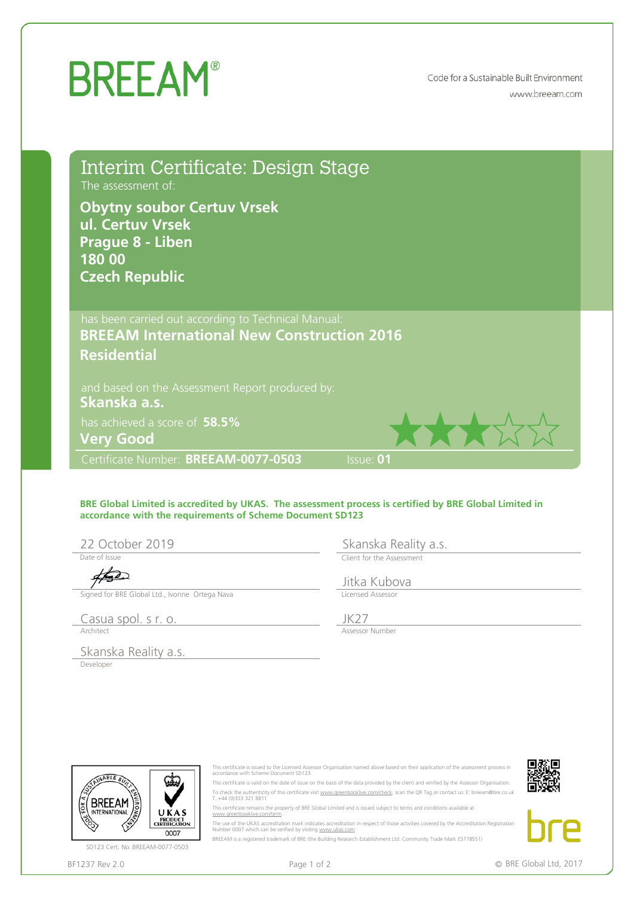# BREEAM®

Code for a Sustainable Built Environment
www.breeam.com

## Interim Certificate: Design Stage

The assessment of:

**Obytny soubor Certuv Vrsek**
**ul. Certuv Vrsek**
**Prague 8 - Liben**
**180 00**
**Czech Republic**

has been carried out according to Technical Manual:

**BREEAM International New Construction 2016**
**Residential**

and based on the Assessment Report produced by:

**Skanska a.s.**

has achieved a score of **58.5%**

**Very Good**

★★★☆☆

Certificate Number: **BREEAM-0077-0503** Issue: **01**

**BRE Global Limited is accredited by UKAS. The assessment process is certified by BRE Global Limited in accordance with the requirements of Scheme Document SD123**

| | |
|---|---|
| 22 October 2019 | Skanska Reality a.s. |
| Date of Issue | Client for the Assessment |
| | Jitka Kubova |
| Signed for BRE Global Ltd., Ivonne Ortega Nava | Licensed Assessor |
| Casua spol. s r. o. | JK27 |
| Architect | Assessor Number |
| Skanska Reality a.s. | |
| Developer | |

SD123 Cert. No. BREEAM-0077-0503

This certificate is issued to the Licensed Assessor Organisation named above based on their application of the assessment process in accordance with Scheme Document SD123.

This certificate is valid on the date of issue on the basis of the data provided by the client and verified by the Assessor Organisation.

To check the authenticity of this certificate visit www.greenbooklive.com/check, scan the QR Tag or contact us: E: breeam@bre.co.uk T. +44 (0)333 321 8811

This certificate remains the property of BRE Global Limited and is issued subject to terms and conditions available at www.greenbooklive.com/term

The use of the UKAS accreditation mark indicates accreditation in respect of those activities covered by the Accreditation Registration Number 0007 which can be verified by visiting www.ukas.com

BREEAM is a registered trademark of BRE (the Building Research Establishment Ltd. Community Trade Mark E5778551)

BF1237 Rev 2.0

© BRE Global Ltd, 2017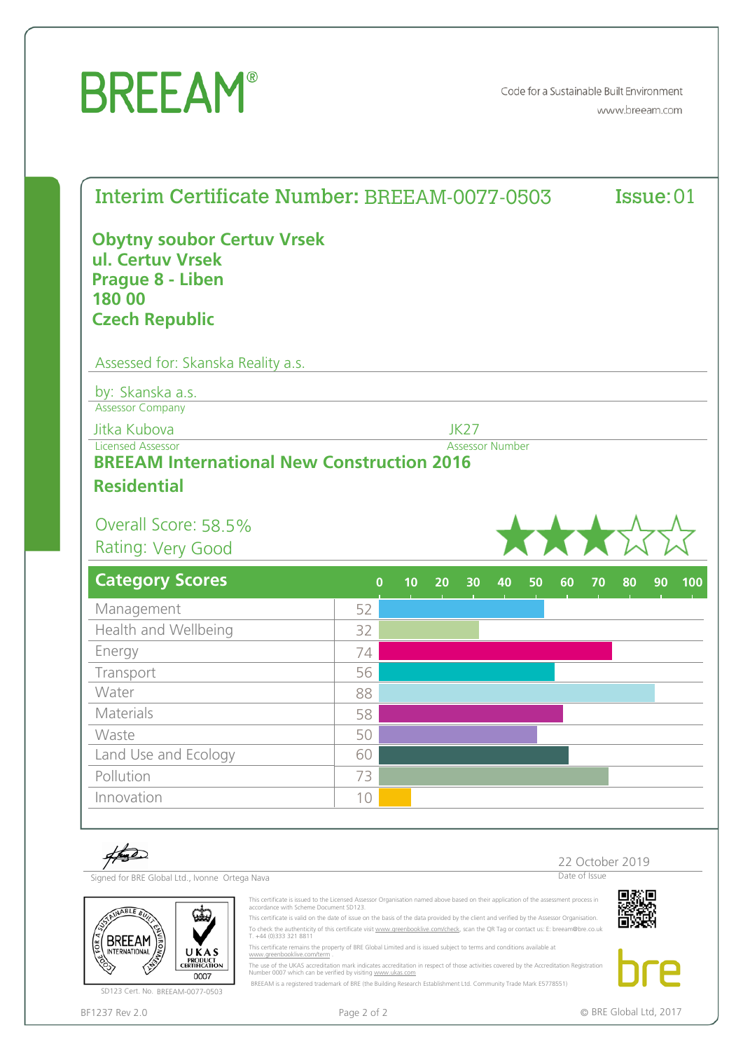BREEAM®

Code for a Sustainable Built Environment
www.breeam.com

## Interim Certificate Number: BREEAM-0077-0503 Issue: 01

**Obytny soubor Certuv Vrsek**
**ul. Certuv Vrsek**
**Prague 8 - Liben**
**180 00**
**Czech Republic**

Assessed for: Skanska Reality a.s.

by: Skanska a.s.
Assessor Company

Jitka Kubova
Licensed Assessor

JK27
Assessor Number

**BREEAM International New Construction 2016**

**Residential**

Overall Score: 58.5%
Rating: Very Good

**Category Scores**

0 10 20 30 40 50 60 70 80 90 100

Management 52
Health and Wellbeing 32
Energy 74
Transport 56
Water 88
Materials 58
Waste 50
Land Use and Ecology 60
Pollution 73
Innovation 10

Signed for BRE Global Ltd., Ivonne Ortega Nava

22 October 2019
Date of Issue

CODE FOR A SUSTAINABLE BUILT ENVIRONMENT BREEAM INTERNATIONAL

UKAS PRODUCT CERTIFICATION 0007

SD123 Cert. No. BREEAM-0077-0503

This certificate is issued to the Licensed Assessor Organisation named above based on their application of the assessment process in accordance with Scheme Document SD123.

This certificate is valid on the date of issue on the basis of the data provided by the client and verified by the Assessor Organisation.

To check the authenticity of this certificate visit www.greenbooklive.com/check, scan the QR Tag or contact us: E: breeam@bre.co.uk T. +44 (0)333 321 8811

This certificate remains the property of BRE Global Limited and is issued subject to terms and conditions available at www.greenbooklive.com/term

The use of the UKAS accreditation mark indicates accreditation in respect of those activities covered by the Accreditation Registration Number 0007 which can be verified by visiting www.ukas.com

BREEAM is a registered trademark of BRE (the Building Research Establishment Ltd. Community Trade Mark E5778551)

bre

BF1237 Rev 2.0

© BRE Global Ltd, 2017